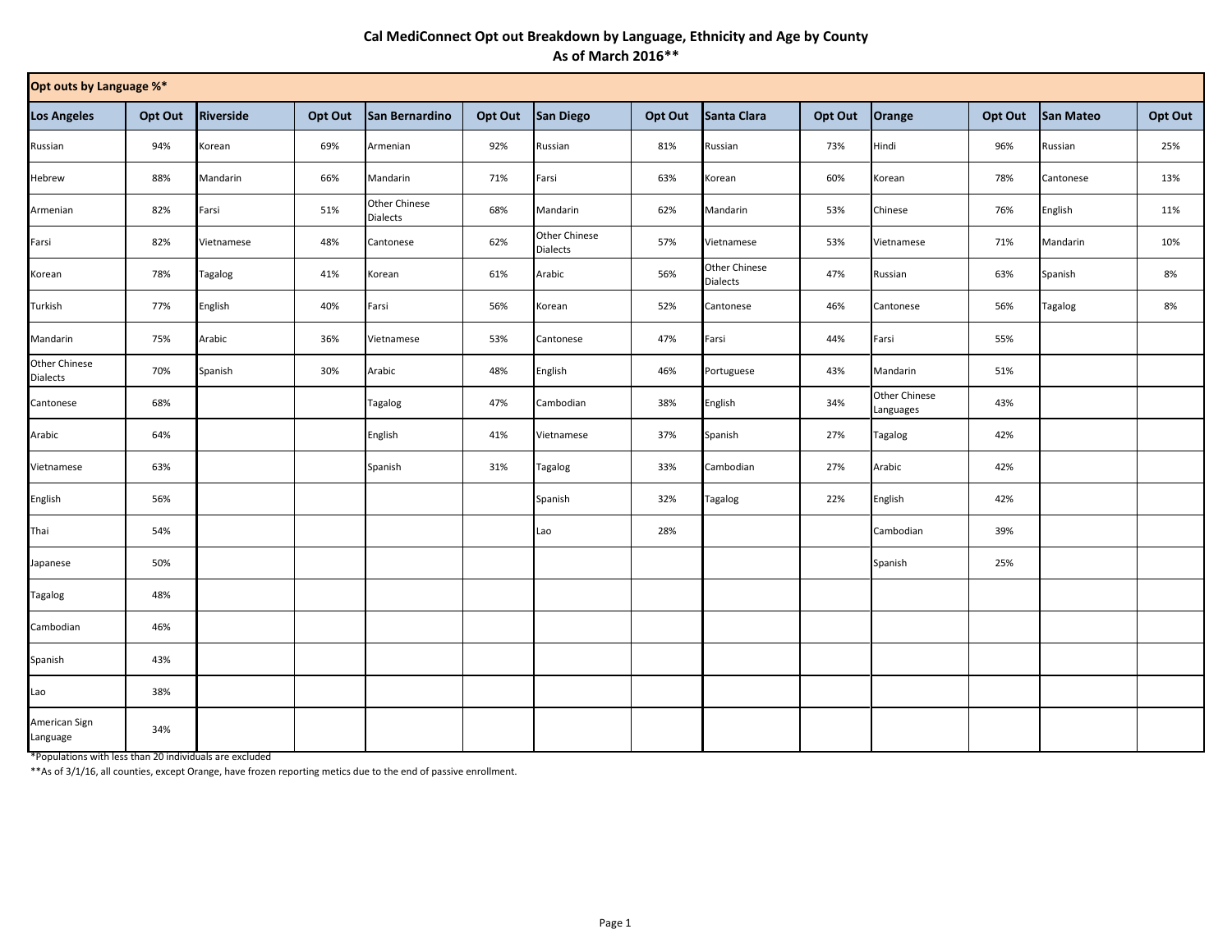# Cal MediConnect Opt out Breakdown by Language, Ethnicity and Age by County
## As of March 2016**

| Opt outs by Language %* | | | | | | | | | | | | | |
|---|---|---|---|---|---|---|---|---|---|---|---|---|---|
| **Los Angeles** | **Opt Out** | **Riverside** | **Opt Out** | **San Bernardino** | **Opt Out** | **San Diego** | **Opt Out** | **Santa Clara** | **Opt Out** | **Orange** | **Opt Out** | **San Mateo** | **Opt Out** |
| Russian | 94% | Korean | 69% | Armenian | 92% | Russian | 81% | Russian | 73% | Hindi | 96% | Russian | 25% |
| Hebrew | 88% | Mandarin | 66% | Mandarin | 71% | Farsi | 63% | Korean | 60% | Korean | 78% | Cantonese | 13% |
| Armenian | 82% | Farsi | 51% | Other Chinese Dialects | 68% | Mandarin | 62% | Mandarin | 53% | Chinese | 76% | English | 11% |
| Farsi | 82% | Vietnamese | 48% | Cantonese | 62% | Other Chinese Dialects | 57% | Vietnamese | 53% | Vietnamese | 71% | Mandarin | 10% |
| Korean | 78% | Tagalog | 41% | Korean | 61% | Arabic | 56% | Other Chinese Dialects | 47% | Russian | 63% | Spanish | 8% |
| Turkish | 77% | English | 40% | Farsi | 56% | Korean | 52% | Cantonese | 46% | Cantonese | 56% | Tagalog | 8% |
| Mandarin | 75% | Arabic | 36% | Vietnamese | 53% | Cantonese | 47% | Farsi | 44% | Farsi | 55% | | |
| Other Chinese Dialects | 70% | Spanish | 30% | Arabic | 48% | English | 46% | Portuguese | 43% | Mandarin | 51% | | |
| Cantonese | 68% | | | Tagalog | 47% | Cambodian | 38% | English | 34% | Other Chinese Languages | 43% | | |
| Arabic | 64% | | | English | 41% | Vietnamese | 37% | Spanish | 27% | Tagalog | 42% | | |
| Vietnamese | 63% | | | Spanish | 31% | Tagalog | 33% | Cambodian | 27% | Arabic | 42% | | |
| English | 56% | | | | | Spanish | 32% | Tagalog | 22% | English | 42% | | |
| Thai | 54% | | | | | Lao | 28% | | | Cambodian | 39% | | |
| Japanese | 50% | | | | | | | | | Spanish | 25% | | |
| Tagalog | 48% | | | | | | | | | | | | |
| Cambodian | 46% | | | | | | | | | | | | |
| Spanish | 43% | | | | | | | | | | | | |
| Lao | 38% | | | | | | | | | | | | |
| American Sign Language | 34% | | | | | | | | | | | | |

*Populations with less than 20 individuals are excluded

**As of 3/1/16, all counties, except Orange, have frozen reporting metics due to the end of passive enrollment.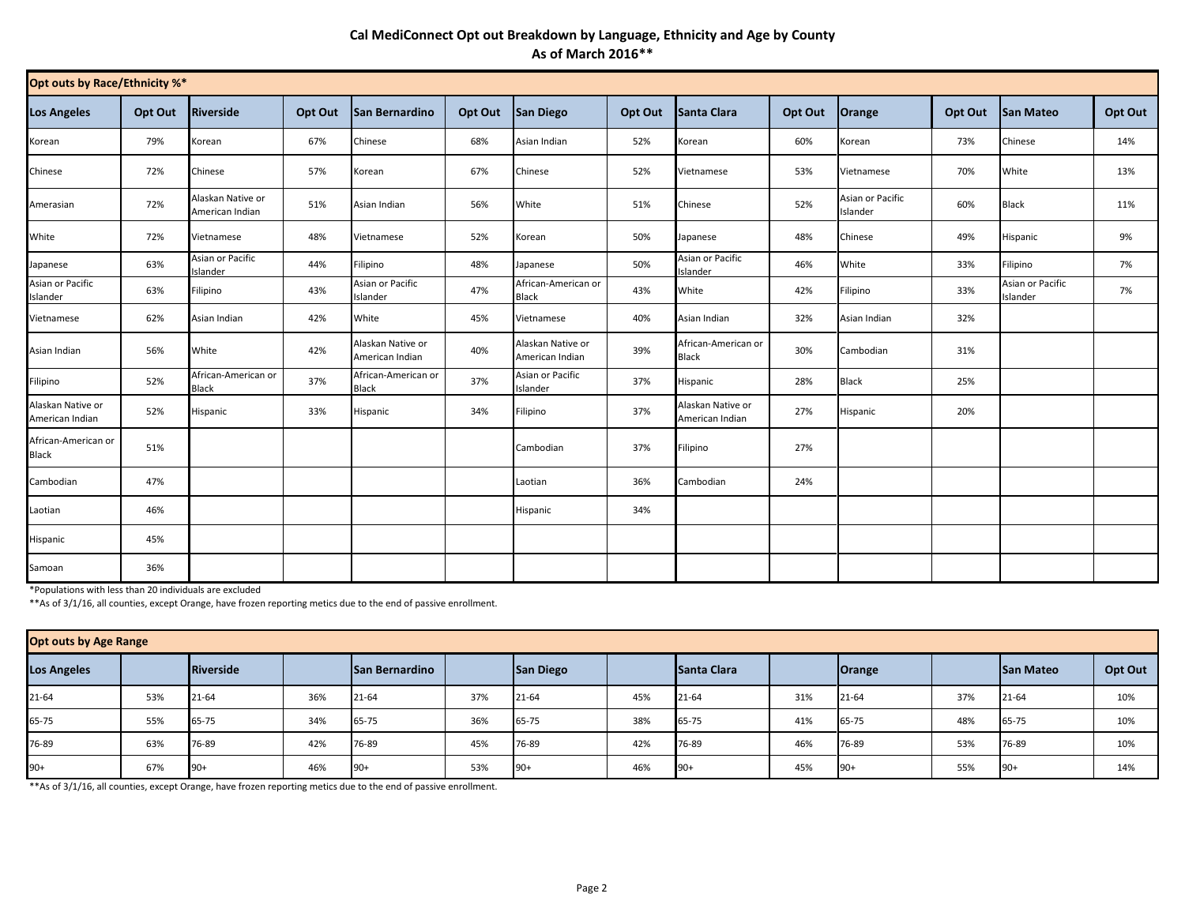# Cal MediConnect Opt out Breakdown by Language, Ethnicity and Age by County
## As of March 2016**

**Opt outs by Race/Ethnicity %***

| Los Angeles | Opt Out | Riverside | Opt Out | San Bernardino | Opt Out | San Diego | Opt Out | Santa Clara | Opt Out | Orange | Opt Out | San Mateo | Opt Out |
|---|---|---|---|---|---|---|---|---|---|---|---|---|---|
| Korean | 79% | Korean | 67% | Chinese | 68% | Asian Indian | 52% | Korean | 60% | Korean | 73% | Chinese | 14% |
| Chinese | 72% | Chinese | 57% | Korean | 67% | Chinese | 52% | Vietnamese | 53% | Vietnamese | 70% | White | 13% |
| Amerasian | 72% | Alaskan Native or American Indian | 51% | Asian Indian | 56% | White | 51% | Chinese | 52% | Asian or Pacific Islander | 60% | Black | 11% |
| White | 72% | Vietnamese | 48% | Vietnamese | 52% | Korean | 50% | Japanese | 48% | Chinese | 49% | Hispanic | 9% |
| Japanese | 63% | Asian or Pacific Islander | 44% | Filipino | 48% | Japanese | 50% | Asian or Pacific Islander | 46% | White | 33% | Filipino | 7% |
| Asian or Pacific Islander | 63% | Filipino | 43% | Asian or Pacific Islander | 47% | African-American or Black | 43% | White | 42% | Filipino | 33% | Asian or Pacific Islander | 7% |
| Vietnamese | 62% | Asian Indian | 42% | White | 45% | Vietnamese | 40% | Asian Indian | 32% | Asian Indian | 32% | | |
| Asian Indian | 56% | White | 42% | Alaskan Native or American Indian | 40% | Alaskan Native or American Indian | 39% | African-American or Black | 30% | Cambodian | 31% | | |
| Filipino | 52% | African-American or Black | 37% | African-American or Black | 37% | Asian or Pacific Islander | 37% | Hispanic | 28% | Black | 25% | | |
| Alaskan Native or American Indian | 52% | Hispanic | 33% | Hispanic | 34% | Filipino | 37% | Alaskan Native or American Indian | 27% | Hispanic | 20% | | |
| African-American or Black | 51% | | | | | Cambodian | 37% | Filipino | 27% | | | | |
| Cambodian | 47% | | | | | Laotian | 36% | Cambodian | 24% | | | | |
| Laotian | 46% | | | | | Hispanic | 34% | | | | | | |
| Hispanic | 45% | | | | | | | | | | | | |
| Samoan | 36% | | | | | | | | | | | | |

*Populations with less than 20 individuals are excluded

**As of 3/1/16, all counties, except Orange, have frozen reporting metics due to the end of passive enrollment.

**Opt outs by Age Range**

| Los Angeles | | Riverside | | San Bernardino | | San Diego | | Santa Clara | | Orange | | San Mateo | Opt Out |
|---|---|---|---|---|---|---|---|---|---|---|---|---|---|
| 21-64 | 53% | 21-64 | 36% | 21-64 | 37% | 21-64 | 45% | 21-64 | 31% | 21-64 | 37% | 21-64 | 10% |
| 65-75 | 55% | 65-75 | 34% | 65-75 | 36% | 65-75 | 38% | 65-75 | 41% | 65-75 | 48% | 65-75 | 10% |
| 76-89 | 63% | 76-89 | 42% | 76-89 | 45% | 76-89 | 42% | 76-89 | 46% | 76-89 | 53% | 76-89 | 10% |
| 90+ | 67% | 90+ | 46% | 90+ | 53% | 90+ | 46% | 90+ | 45% | 90+ | 55% | 90+ | 14% |

**As of 3/1/16, all counties, except Orange, have frozen reporting metics due to the end of passive enrollment.